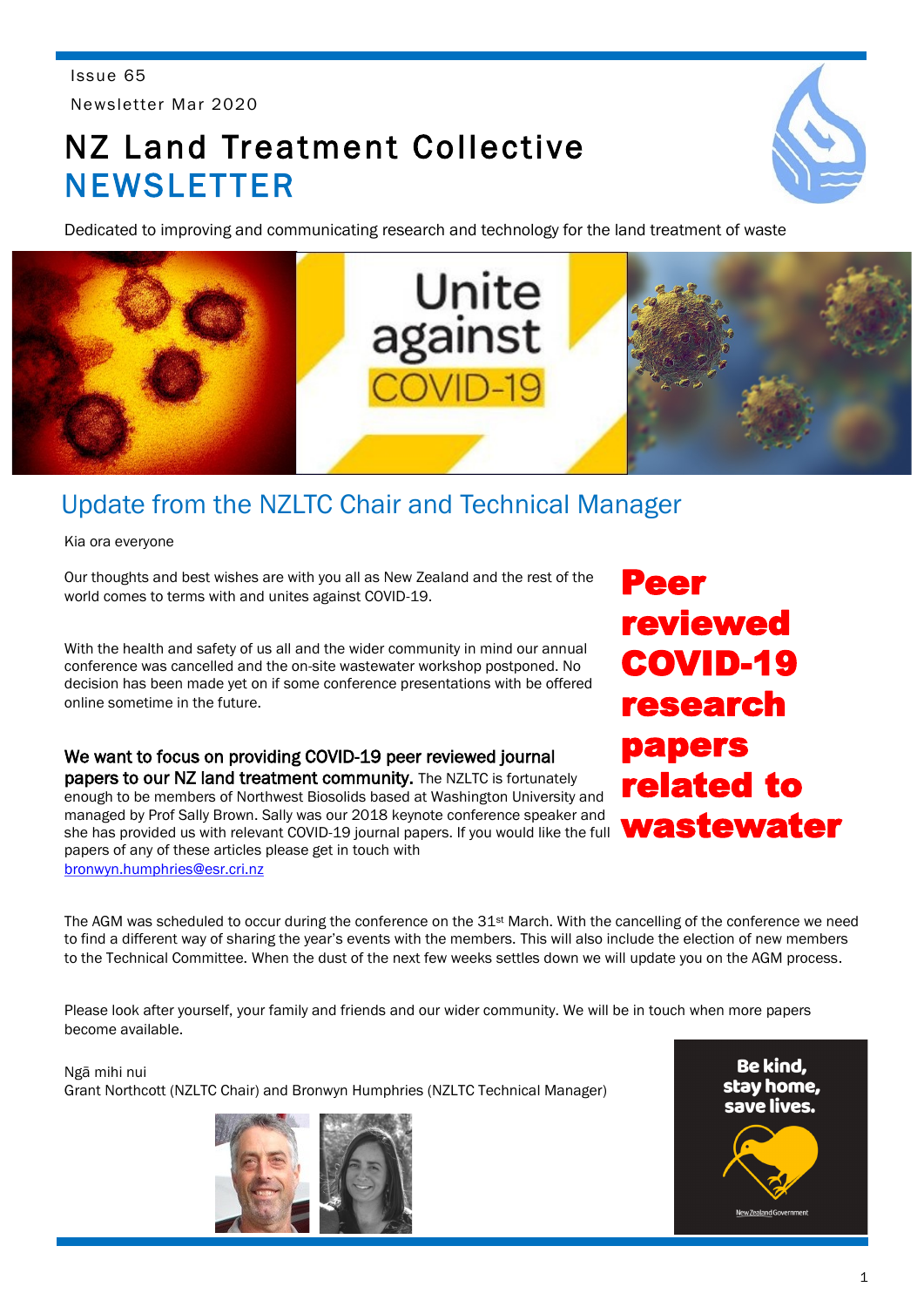Issue 65

Newsletter Mar 2020

# NZ Land Treatment Collective NEWSLETTER

Dedicated to improving and communicating research and technology for the land treatment of waste

## Update from the NZLTC Chair and Technical Manager

Kia ora everyone

Our thoughts and best wishes are with you all as New Zealand and the rest of the world comes to terms with and unites against COVID-19.

With the health and safety of us all and the wider community in mind our annual conference was cancelled and the on-site wastewater workshop postponed. No decision has been made yet on if some conference presentations with be offered online sometime in the future.

**Peer reviewed COVID-19 research papers related to wastewater**

**We want to focus on providing COVID-19 peer reviewed journal papers to our NZ land treatment community.** The NZLTC is fortunately enough to be members of Northwest Biosolids based at Washington University and managed by Prof Sally Brown. Sally was our 2018 keynote conference speaker and she has provided us with relevant COVID-19 journal papers. If you would like the full papers of any of these articles please get in touch with bronwyn.humphries@esr.cri.nz

The AGM was scheduled to occur during the conference on the 31st March. With the cancelling of the conference we need to find a different way of sharing the year's events with the members. This will also include the election of new members to the Technical Committee. When the dust of the next few weeks settles down we will update you on the AGM process.

Please look after yourself, your family and friends and our wider community. We will be in touch when more papers become available.

Ngā mihi nui

Grant Northcott (NZLTC Chair) and Bronwyn Humphries (NZLTC Technical Manager)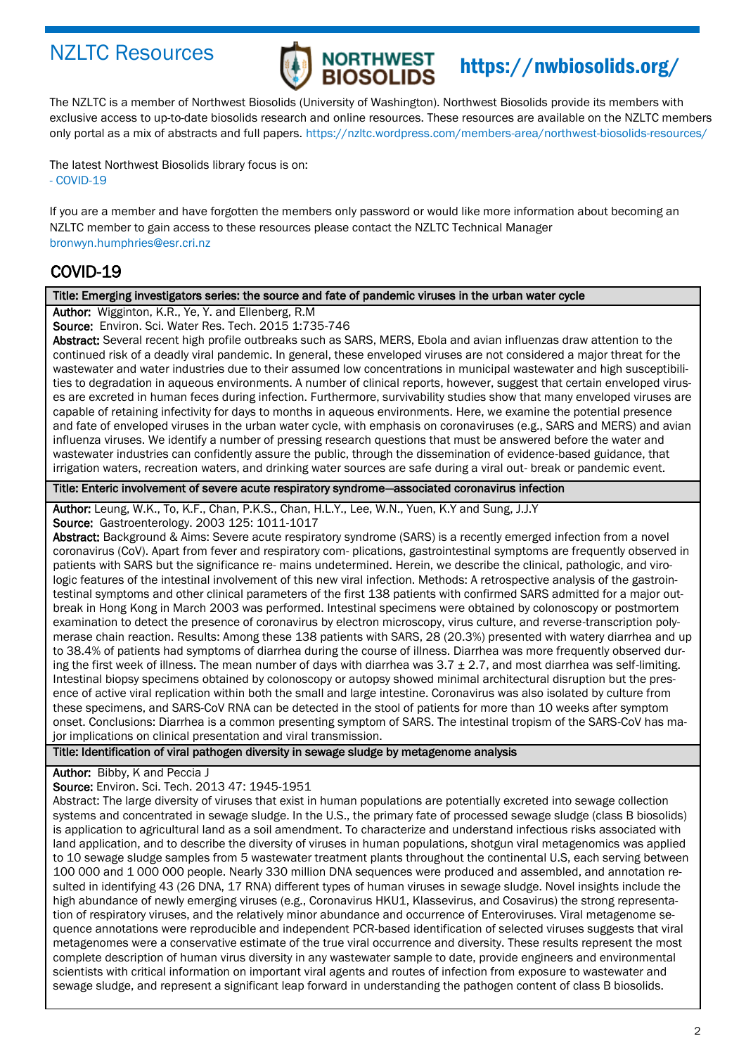# NZLTC Resources

**NORTHWEST BIOSOLIDS** https://nwbiosolids.org/

The NZLTC is a member of Northwest Biosolids (University of Washington). Northwest Biosolids provide its members with exclusive access to up-to-date biosolids research and online resources. These resources are available on the NZLTC members only portal as a mix of abstracts and full papers. https://nzltc.wordpress.com/members-area/northwest-biosolids-resources/

The latest Northwest Biosolids library focus is on:
- COVID-19

If you are a member and have forgotten the members only password or would like more information about becoming an NZLTC member to gain access to these resources please contact the NZLTC Technical Manager bronwyn.humphries@esr.cri.nz

## COVID-19

**Title: Emerging investigators series: the source and fate of pandemic viruses in the urban water cycle**

**Author:** Wigginton, K.R., Ye, Y. and Ellenberg, R.M

**Source:** Environ. Sci. Water Res. Tech. 2015 1:735-746

**Abstract:** Several recent high profile outbreaks such as SARS, MERS, Ebola and avian influenzas draw attention to the continued risk of a deadly viral pandemic. In general, these enveloped viruses are not considered a major threat for the wastewater and water industries due to their assumed low concentrations in municipal wastewater and high susceptibilities to degradation in aqueous environments. A number of clinical reports, however, suggest that certain enveloped viruses are excreted in human feces during infection. Furthermore, survivability studies show that many enveloped viruses are capable of retaining infectivity for days to months in aqueous environments. Here, we examine the potential presence and fate of enveloped viruses in the urban water cycle, with emphasis on coronaviruses (e.g., SARS and MERS) and avian influenza viruses. We identify a number of pressing research questions that must be answered before the water and wastewater industries can confidently assure the public, through the dissemination of evidence-based guidance, that irrigation waters, recreation waters, and drinking water sources are safe during a viral out- break or pandemic event.

**Title: Enteric involvement of severe acute respiratory syndrome—associated coronavirus infection**

**Author:** Leung, W.K., To, K.F., Chan, P.K.S., Chan, H.L.Y., Lee, W.N., Yuen, K.Y and Sung, J.J.Y

**Source:** Gastroenterology. 2003 125: 1011-1017

**Abstract:** Background & Aims: Severe acute respiratory syndrome (SARS) is a recently emerged infection from a novel coronavirus (CoV). Apart from fever and respiratory com- plications, gastrointestinal symptoms are frequently observed in patients with SARS but the significance re- mains undetermined. Herein, we describe the clinical, pathologic, and virologic features of the intestinal involvement of this new viral infection. Methods: A retrospective analysis of the gastrointestinal symptoms and other clinical parameters of the first 138 patients with confirmed SARS admitted for a major outbreak in Hong Kong in March 2003 was performed. Intestinal specimens were obtained by colonoscopy or postmortem examination to detect the presence of coronavirus by electron microscopy, virus culture, and reverse-transcription polymerase chain reaction. Results: Among these 138 patients with SARS, 28 (20.3%) presented with watery diarrhea and up to 38.4% of patients had symptoms of diarrhea during the course of illness. Diarrhea was more frequently observed during the first week of illness. The mean number of days with diarrhea was 3.7 ± 2.7, and most diarrhea was self-limiting. Intestinal biopsy specimens obtained by colonoscopy or autopsy showed minimal architectural disruption but the presence of active viral replication within both the small and large intestine. Coronavirus was also isolated by culture from these specimens, and SARS-CoV RNA can be detected in the stool of patients for more than 10 weeks after symptom onset. Conclusions: Diarrhea is a common presenting symptom of SARS. The intestinal tropism of the SARS-CoV has major implications on clinical presentation and viral transmission.

**Title: Identification of viral pathogen diversity in sewage sludge by metagenome analysis**

**Author:** Bibby, K and Peccia J

**Source:** Environ. Sci. Tech. 2013 47: 1945-1951

Abstract: The large diversity of viruses that exist in human populations are potentially excreted into sewage collection systems and concentrated in sewage sludge. In the U.S., the primary fate of processed sewage sludge (class B biosolids) is application to agricultural land as a soil amendment. To characterize and understand infectious risks associated with land application, and to describe the diversity of viruses in human populations, shotgun viral metagenomics was applied to 10 sewage sludge samples from 5 wastewater treatment plants throughout the continental U.S, each serving between 100 000 and 1 000 000 people. Nearly 330 million DNA sequences were produced and assembled, and annotation resulted in identifying 43 (26 DNA, 17 RNA) different types of human viruses in sewage sludge. Novel insights include the high abundance of newly emerging viruses (e.g., Coronavirus HKU1, Klassevirus, and Cosavirus) the strong representation of respiratory viruses, and the relatively minor abundance and occurrence of Enteroviruses. Viral metagenome sequence annotations were reproducible and independent PCR-based identification of selected viruses suggests that viral metagenomes were a conservative estimate of the true viral occurrence and diversity. These results represent the most complete description of human virus diversity in any wastewater sample to date, provide engineers and environmental scientists with critical information on important viral agents and routes of infection from exposure to wastewater and sewage sludge, and represent a significant leap forward in understanding the pathogen content of class B biosolids.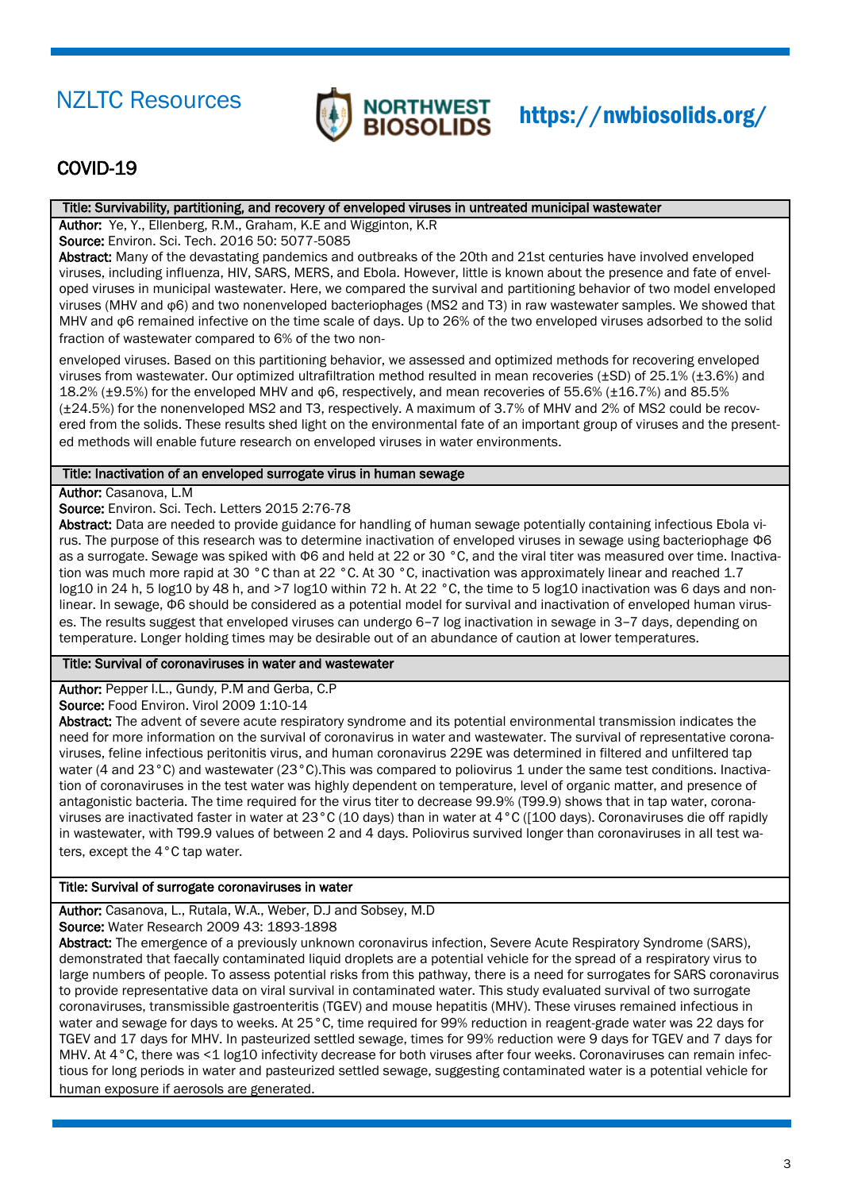## NZLTC Resources

NORTHWEST BIOSOLIDS **https://nwbiosolids.org/**

# COVID-19

### Title: Survivability, partitioning, and recovery of enveloped viruses in untreated municipal wastewater

**Author:** Ye, Y., Ellenberg, R.M., Graham, K.E and Wigginton, K.R

**Source:** Environ. Sci. Tech. 2016 50: 5077-5085

**Abstract:** Many of the devastating pandemics and outbreaks of the 20th and 21st centuries have involved enveloped viruses, including influenza, HIV, SARS, MERS, and Ebola. However, little is known about the presence and fate of enveloped viruses in municipal wastewater. Here, we compared the survival and partitioning behavior of two model enveloped viruses (MHV and φ6) and two nonenveloped bacteriophages (MS2 and T3) in raw wastewater samples. We showed that MHV and φ6 remained infective on the time scale of days. Up to 26% of the two enveloped viruses adsorbed to the solid fraction of wastewater compared to 6% of the two non-enveloped viruses. Based on this partitioning behavior, we assessed and optimized methods for recovering enveloped viruses from wastewater. Our optimized ultrafiltration method resulted in mean recoveries (±SD) of 25.1% (±3.6%) and 18.2% (±9.5%) for the enveloped MHV and φ6, respectively, and mean recoveries of 55.6% (±16.7%) and 85.5% (±24.5%) for the nonenveloped MS2 and T3, respectively. A maximum of 3.7% of MHV and 2% of MS2 could be recovered from the solids. These results shed light on the environmental fate of an important group of viruses and the presented methods will enable future research on enveloped viruses in water environments.

### Title: Inactivation of an enveloped surrogate virus in human sewage

**Author:** Casanova, L.M

**Source:** Environ. Sci. Tech. Letters 2015 2:76-78

**Abstract:** Data are needed to provide guidance for handling of human sewage potentially containing infectious Ebola virus. The purpose of this research was to determine inactivation of enveloped viruses in sewage using bacteriophage Φ6 as a surrogate. Sewage was spiked with Φ6 and held at 22 or 30 °C, and the viral titer was measured over time. Inactivation was much more rapid at 30 °C than at 22 °C. At 30 °C, inactivation was approximately linear and reached 1.7 log10 in 24 h, 5 log10 by 48 h, and >7 log10 within 72 h. At 22 °C, the time to 5 log10 inactivation was 6 days and nonlinear. In sewage, Φ6 should be considered as a potential model for survival and inactivation of enveloped human viruses. The results suggest that enveloped viruses can undergo 6–7 log inactivation in sewage in 3–7 days, depending on temperature. Longer holding times may be desirable out of an abundance of caution at lower temperatures.

### Title: Survival of coronaviruses in water and wastewater

**Author:** Pepper I.L., Gundy, P.M and Gerba, C.P

**Source:** Food Environ. Virol 2009 1:10-14

**Abstract:** The advent of severe acute respiratory syndrome and its potential environmental transmission indicates the need for more information on the survival of coronavirus in water and wastewater. The survival of representative coronaviruses, feline infectious peritonitis virus, and human coronavirus 229E was determined in filtered and unfiltered tap water (4 and 23°C) and wastewater (23°C).This was compared to poliovirus 1 under the same test conditions. Inactivation of coronaviruses in the test water was highly dependent on temperature, level of organic matter, and presence of antagonistic bacteria. The time required for the virus titer to decrease 99.9% (T99.9) shows that in tap water, coronaviruses are inactivated faster in water at 23°C (10 days) than in water at 4°C ([100 days). Coronaviruses die off rapidly in wastewater, with T99.9 values of between 2 and 4 days. Poliovirus survived longer than coronaviruses in all test waters, except the 4°C tap water.

### Title: Survival of surrogate coronaviruses in water

**Author:** Casanova, L., Rutala, W.A., Weber, D.J and Sobsey, M.D

**Source:** Water Research 2009 43: 1893-1898

**Abstract:** The emergence of a previously unknown coronavirus infection, Severe Acute Respiratory Syndrome (SARS), demonstrated that faecally contaminated liquid droplets are a potential vehicle for the spread of a respiratory virus to large numbers of people. To assess potential risks from this pathway, there is a need for surrogates for SARS coronavirus to provide representative data on viral survival in contaminated water. This study evaluated survival of two surrogate coronaviruses, transmissible gastroenteritis (TGEV) and mouse hepatitis (MHV). These viruses remained infectious in water and sewage for days to weeks. At 25°C, time required for 99% reduction in reagent-grade water was 22 days for TGEV and 17 days for MHV. In pasteurized settled sewage, times for 99% reduction were 9 days for TGEV and 7 days for MHV. At 4°C, there was <1 log10 infectivity decrease for both viruses after four weeks. Coronaviruses can remain infectious for long periods in water and pasteurized settled sewage, suggesting contaminated water is a potential vehicle for human exposure if aerosols are generated.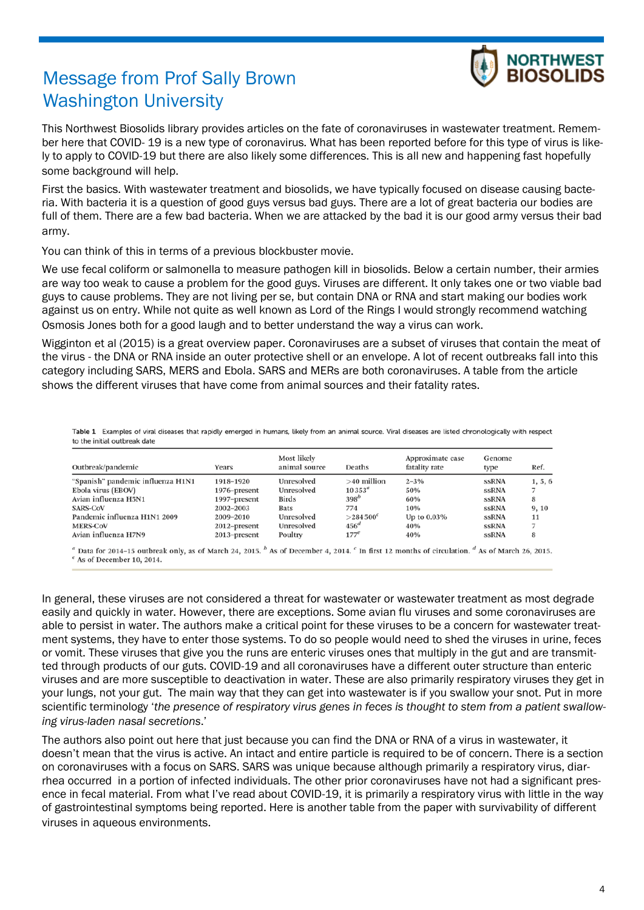# Message from Prof Sally Brown Washington University

This Northwest Biosolids library provides articles on the fate of coronaviruses in wastewater treatment. Remember here that COVID- 19 is a new type of coronavirus. What has been reported before for this type of virus is likely to apply to COVID-19 but there are also likely some differences. This is all new and happening fast hopefully some background will help.

First the basics. With wastewater treatment and biosolids, we have typically focused on disease causing bacteria. With bacteria it is a question of good guys versus bad guys. There are a lot of great bacteria our bodies are full of them. There are a few bad bacteria. When we are attacked by the bad it is our good army versus their bad army.

You can think of this in terms of a previous blockbuster movie.

We use fecal coliform or salmonella to measure pathogen kill in biosolids. Below a certain number, their armies are way too weak to cause a problem for the good guys. Viruses are different. It only takes one or two viable bad guys to cause problems. They are not living per se, but contain DNA or RNA and start making our bodies work against us on entry. While not quite as well known as Lord of the Rings I would strongly recommend watching Osmosis Jones both for a good laugh and to better understand the way a virus can work.

Wigginton et al (2015) is a great overview paper. Coronaviruses are a subset of viruses that contain the meat of the virus - the DNA or RNA inside an outer protective shell or an envelope. A lot of recent outbreaks fall into this category including SARS, MERS and Ebola. SARS and MERs are both coronaviruses. A table from the article shows the different viruses that have come from animal sources and their fatality rates.

**Table 1** Examples of viral diseases that rapidly emerged in humans, likely from an animal source. Viral diseases are listed chronologically with respect to the initial outbreak date

| Outbreak/pandemic | Years | Most likely animal source | Deaths | Approximate case fatality rate | Genome type | Ref. |
|---|---|---|---|---|---|---|
| "Spanish" pandemic influenza H1N1 | 1918–1920 | Unresolved | >40 million | 2–3% | ssRNA | 1, 5, 6 |
| Ebola virus (EBOV) | 1976–present | Unresolved | 10 353[a] | 50% | ssRNA | 7 |
| Avian influenza H5N1 | 1997–present | Birds | 398[b] | 60% | ssRNA | 8 |
| SARS-CoV | 2002–2003 | Bats | 774 | 10% | ssRNA | 9, 10 |
| Pandemic influenza H1N1 2009 | 2009–2010 | Unresolved | >284 500[c] | Up to 0.03% | ssRNA | 11 |
| MERS-CoV | 2012–present | Unresolved | 456[d] | 40% | ssRNA | 7 |
| Avian influenza H7N9 | 2013–present | Poultry | 177[e] | 40% | ssRNA | 8 |

[a] Data for 2014–15 outbreak only, as of March 24, 2015. [b] As of December 4, 2014. [c] In first 12 months of circulation. [d] As of March 26, 2015. [e] As of December 10, 2014.

In general, these viruses are not considered a threat for wastewater or wastewater treatment as most degrade easily and quickly in water. However, there are exceptions. Some avian flu viruses and some coronaviruses are able to persist in water. The authors make a critical point for these viruses to be a concern for wastewater treatment systems, they have to enter those systems. To do so people would need to shed the viruses in urine, feces or vomit. These viruses that give you the runs are enteric viruses ones that multiply in the gut and are transmitted through products of our guts. COVID-19 and all coronaviruses have a different outer structure than enteric viruses and are more susceptible to deactivation in water. These are also primarily respiratory viruses they get in your lungs, not your gut. The main way that they can get into wastewater is if you swallow your snot. Put in more scientific terminology '*the presence of respiratory virus genes in feces is thought to stem from a patient swallowing virus-laden nasal secretions*.'

The authors also point out here that just because you can find the DNA or RNA of a virus in wastewater, it doesn't mean that the virus is active. An intact and entire particle is required to be of concern. There is a section on coronaviruses with a focus on SARS. SARS was unique because although primarily a respiratory virus, diarrhea occurred in a portion of infected individuals. The other prior coronaviruses have not had a significant presence in fecal material. From what I've read about COVID-19, it is primarily a respiratory virus with little in the way of gastrointestinal symptoms being reported. Here is another table from the paper with survivability of different viruses in aqueous environments.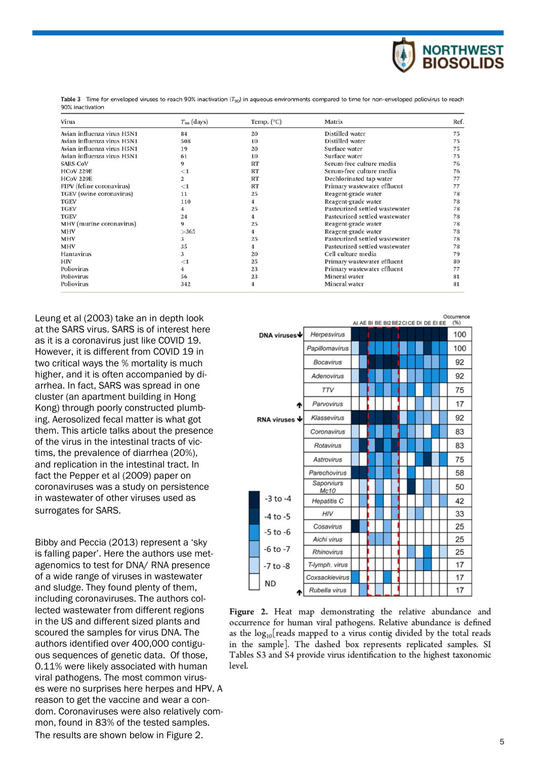**Table 3** Time for enveloped viruses to reach 90% inactivation ($T_{90}$) in aqueous environments compared to time for non-enveloped poliovirus to reach 90% inactivation

| Virus | $T_{90}$ (days) | Temp. (°C) | Matrix | Ref. |
|---|---|---|---|---|
| Avian influenza virus H5N1 | 84 | 20 | Distilled water | 75 |
| Avian influenza virus H5N1 | 508 | 10 | Distilled water | 75 |
| Avian influenza virus H5N1 | 19 | 20 | Surface water | 75 |
| Avian influenza virus H5N1 | 61 | 10 | Surface water | 75 |
| SARS-CoV | 9 | RT | Serum-free culture media | 76 |
| HCoV 229E | <1 | RT | Serum-free culture media | 76 |
| HCoV 229E | 2 | RT | Dechlorinated tap water | 77 |
| FIPV (feline coronavirus) | <1 | RT | Primary wastewater effluent | 77 |
| TGEV (swine coronavirus) | 11 | 25 | Reagent-grade water | 78 |
| TGEV | 110 | 4 | Reagent-grade water | 78 |
| TGEV | 4 | 25 | Pasteurized settled wastewater | 78 |
| TGEV | 24 | 4 | Pasteurized settled wastewater | 78 |
| MHV (murine coronavirus) | 9 | 25 | Reagent-grade water | 78 |
| MHV | >365 | 4 | Reagent-grade water | 78 |
| MHV | 3 | 25 | Pasteurized settled wastewater | 78 |
| MHV | 35 | 4 | Pasteurized settled wastewater | 78 |
| Hantavirus | 3 | 20 | Cell culture media | 79 |
| HIV | <1 | 25 | Primary wastewater effluent | 80 |
| Poliovirus | 4 | 23 | Primary wastewater effluent | 77 |
| Poliovirus | 56 | 23 | Mineral water | 81 |
| Poliovirus | 342 | 4 | Mineral water | 81 |

Leung et al (2003) take an in depth look at the SARS virus. SARS is of interest here as it is a coronavirus just like COVID 19. However, it is different from COVID 19 in two critical ways the % mortality is much higher, and it is often accompanied by diarrhea. In fact, SARS was spread in one cluster (an apartment building in Hong Kong) through poorly constructed plumbing. Aerosolized fecal matter is what got them. This article talks about the presence of the virus in the intestinal tracts of victims, the prevalence of diarrhea (20%), and replication in the intestinal tract. In fact the Pepper et al (2009) paper on coronaviruses was a study on persistence in wastewater of other viruses used as surrogates for SARS.

Bibby and Peccia (2013) represent a 'sky is falling paper'. Here the authors use metagenomics to test for DNA/ RNA presence of a wide range of viruses in wastewater and sludge. They found plenty of them, including coronaviruses. The authors collected wastewater from different regions in the US and different sized plants and scoured the samples for virus DNA. The authors identified over 400,000 contiguous sequences of genetic data. Of those, 0.11% were likely associated with human viral pathogens. The most common viruses were no surprises here herpes and HPV. A reason to get the vaccine and wear a condom. Coronaviruses were also relatively common, found in 83% of the tested samples. The results are shown below in Figure 2.

| | Occurrence (%) |
|---|---|
| **DNA viruses** | |
| Herpesvirus | 100 |
| Papillomavirus | 100 |
| Bocavirus | 92 |
| Adenovirus | 92 |
| TTV | 75 |
| Parvovirus | 17 |
| **RNA viruses** | |
| Klassevirus | 92 |
| Coronavirus | 83 |
| Rotavirus | 83 |
| Astrovirus | 75 |
| Parechovirus | 58 |
| Saporvirus Mc10 | 50 |
| Hepatitis C | 42 |
| HIV | 33 |
| Cosavirus | 25 |
| Aichi virus | 25 |
| Rhinovirus | 25 |
| T-lymph. virus | 17 |
| Coxsackievirus | 17 |
| Rubella virus | 17 |

Columns: AI AE BI BE BI2 BE2 CI CE DI DE EI EE. Legend: -3 to -4; -4 to -5; -5 to -6; -6 to -7; -7 to -8; ND.

**Figure 2.** Heat map demonstrating the relative abundance and occurrence for human viral pathogens. Relative abundance is defined as the $\log_{10}$[reads mapped to a virus contig divided by the total reads in the sample]. The dashed box represents replicated samples. SI Tables S3 and S4 provide virus identification to the highest taxonomic level.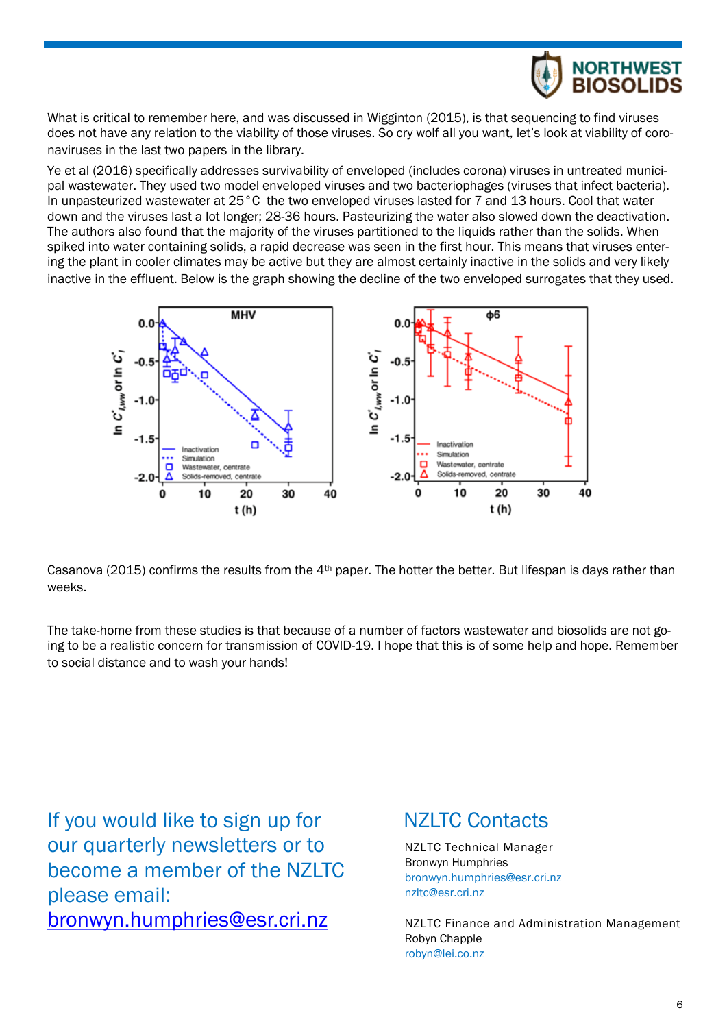What is critical to remember here, and was discussed in Wigginton (2015), is that sequencing to find viruses does not have any relation to the viability of those viruses. So cry wolf all you want, let's look at viability of coronaviruses in the last two papers in the library.

Ye et al (2016) specifically addresses survivability of enveloped (includes corona) viruses in untreated municipal wastewater. They used two model enveloped viruses and two bacteriophages (viruses that infect bacteria). In unpasteurized wastewater at 25°C the two enveloped viruses lasted for 7 and 13 hours. Cool that water down and the viruses last a lot longer; 28-36 hours. Pasteurizing the water also slowed down the deactivation. The authors also found that the majority of the viruses partitioned to the liquids rather than the solids. When spiked into water containing solids, a rapid decrease was seen in the first hour. This means that viruses entering the plant in cooler climates may be active but they are almost certainly inactive in the solids and very likely inactive in the effluent. Below is the graph showing the decline of the two enveloped surrogates that they used.

MHV

$\ln C'_{l,ww}$ or $\ln C'_l$

0.0
-0.5
-1.0
-1.5
-2.0

Inactivation
Simulation
Wastewater, centrate
Solids-removed, centrate

0
10
20
30
40

t (h)

ϕ6

$\ln C'_{l,ww}$ or $\ln C'_l$

0.0
-0.5
-1.0
-1.5
-2.0

Inactivation
Simulation
Wastewater, centrate
Solids-removed, centrate

0
10
20
30
40

t (h)

Casanova (2015) confirms the results from the 4th paper. The hotter the better. But lifespan is days rather than weeks.

The take-home from these studies is that because of a number of factors wastewater and biosolids are not going to be a realistic concern for transmission of COVID-19. I hope that this is of some help and hope. Remember to social distance and to wash your hands!

## If you would like to sign up for our quarterly newsletters or to become a member of the NZLTC please email: bronwyn.humphries@esr.cri.nz

## NZLTC Contacts

NZLTC Technical Manager
Bronwyn Humphries
bronwyn.humphries@esr.cri.nz
nzltc@esr.cri.nz

NZLTC Finance and Administration Management
Robyn Chapple
robyn@lei.co.nz